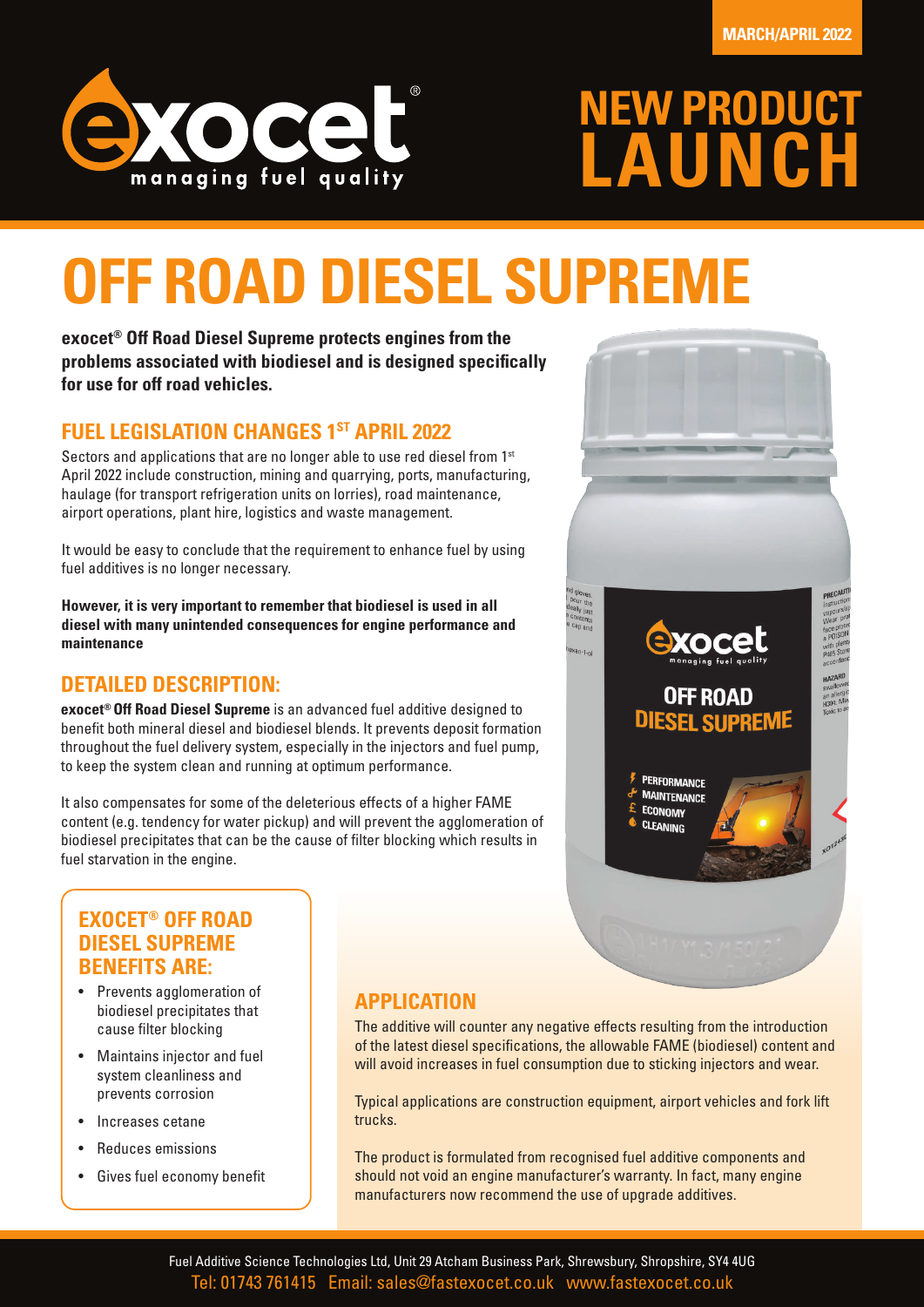MARCH/APRIL 2022

exocet® managing fuel quality

# NEW PRODUCT LAUNCH

# OFF ROAD DIESEL SUPREME

**exocet® Off Road Diesel Supreme protects engines from the problems associated with biodiesel and is designed specifically for use for off road vehicles.**

## FUEL LEGISLATION CHANGES 1ST APRIL 2022

Sectors and applications that are no longer able to use red diesel from 1st April 2022 include construction, mining and quarrying, ports, manufacturing, haulage (for transport refrigeration units on lorries), road maintenance, airport operations, plant hire, logistics and waste management.

It would be easy to conclude that the requirement to enhance fuel by using fuel additives is no longer necessary.

**However, it is very important to remember that biodiesel is used in all diesel with many unintended consequences for engine performance and maintenance**

## DETAILED DESCRIPTION:

**exocet® Off Road Diesel Supreme** is an advanced fuel additive designed to benefit both mineral diesel and biodiesel blends. It prevents deposit formation throughout the fuel delivery system, especially in the injectors and fuel pump, to keep the system clean and running at optimum performance.

It also compensates for some of the deleterious effects of a higher FAME content (e.g. tendency for water pickup) and will prevent the agglomeration of biodiesel precipitates that can be the cause of filter blocking which results in fuel starvation in the engine.

## EXOCET® OFF ROAD DIESEL SUPREME BENEFITS ARE:

- Prevents agglomeration of biodiesel precipitates that cause filter blocking
- Maintains injector and fuel system cleanliness and prevents corrosion
- Increases cetane
- Reduces emissions
- Gives fuel economy benefit

## APPLICATION

The additive will counter any negative effects resulting from the introduction of the latest diesel specifications, the allowable FAME (biodiesel) content and will avoid increases in fuel consumption due to sticking injectors and wear.

Typical applications are construction equipment, airport vehicles and fork lift trucks.

The product is formulated from recognised fuel additive components and should not void an engine manufacturer's warranty. In fact, many engine manufacturers now recommend the use of upgrade additives.

Fuel Additive Science Technologies Ltd, Unit 29 Atcham Business Park, Shrewsbury, Shropshire, SY4 4UG
Tel: 01743 761415 Email: sales@fastexocet.co.uk www.fastexocet.co.uk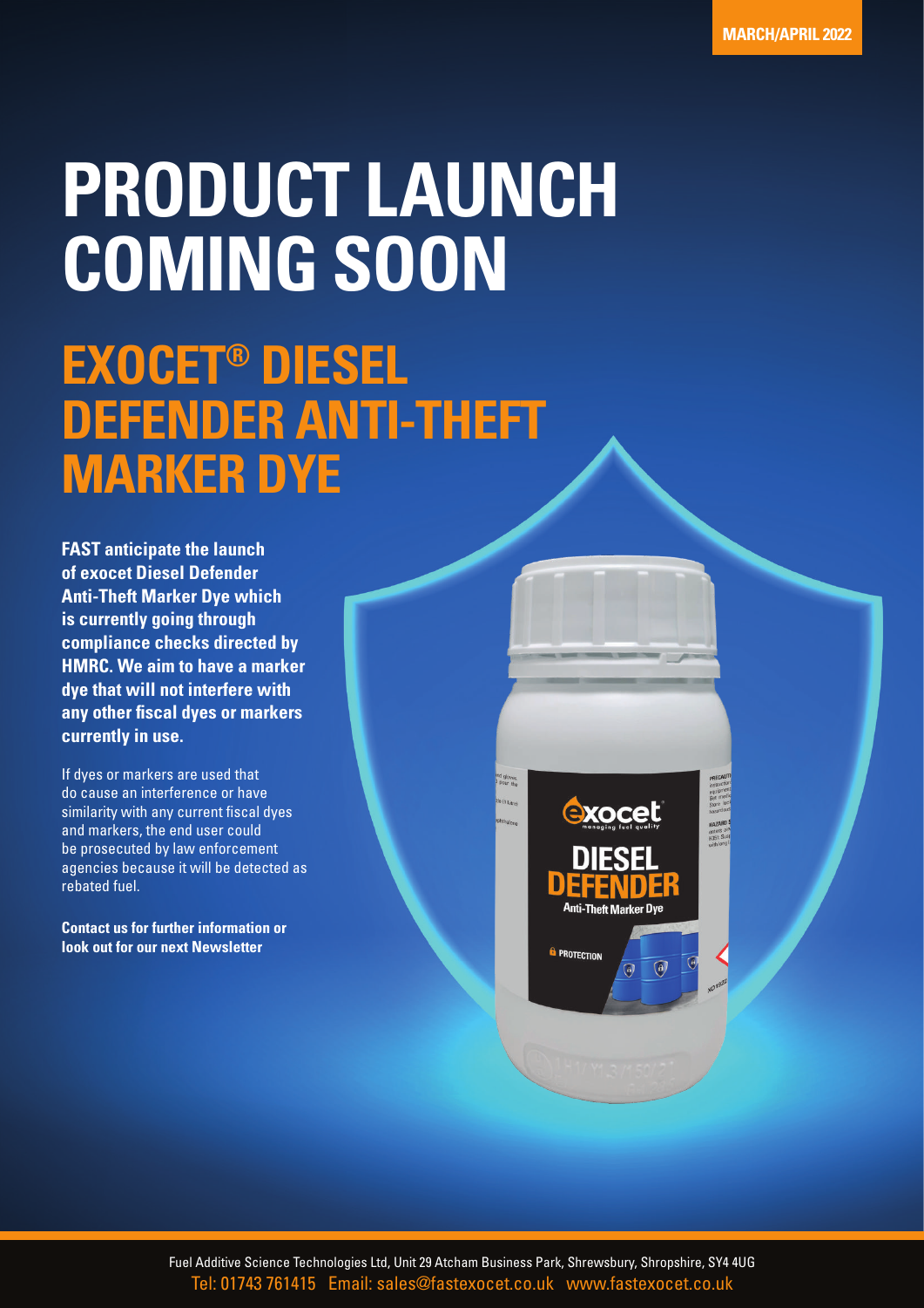MARCH/APRIL 2022

# PRODUCT LAUNCH COMING SOON

## EXOCET® DIESEL DEFENDER ANTI-THEFT MARKER DYE

**FAST anticipate the launch of exocet Diesel Defender Anti-Theft Marker Dye which is currently going through compliance checks directed by HMRC. We aim to have a marker dye that will not interfere with any other fiscal dyes or markers currently in use.**

If dyes or markers are used that do cause an interference or have similarity with any current fiscal dyes and markers, the end user could be prosecuted by law enforcement agencies because it will be detected as rebated fuel.

**Contact us for further information or look out for our next Newsletter**

Fuel Additive Science Technologies Ltd, Unit 29 Atcham Business Park, Shrewsbury, Shropshire, SY4 4UG
Tel: 01743 761415 Email: sales@fastexocet.co.uk www.fastexocet.co.uk